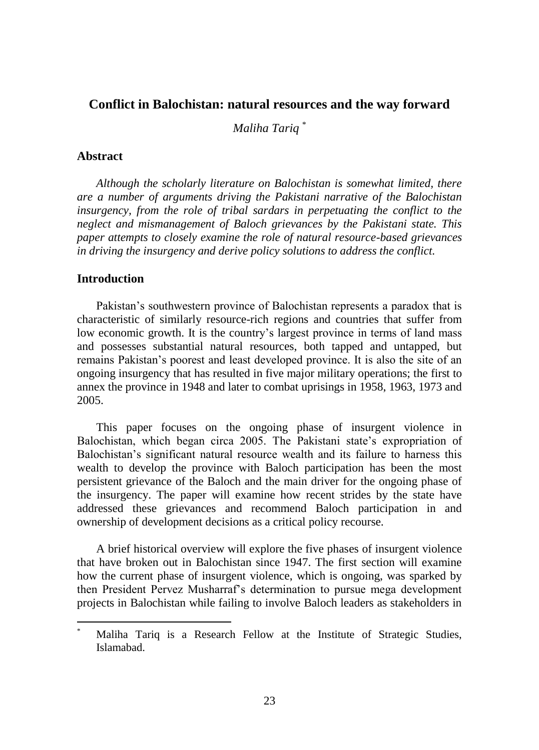# Conflict in Balochistan: natural resources and the way forward

*Maliha Tariq* [*]

## Abstract

*Although the scholarly literature on Balochistan is somewhat limited, there are a number of arguments driving the Pakistani narrative of the Balochistan insurgency, from the role of tribal sardars in perpetuating the conflict to the neglect and mismanagement of Baloch grievances by the Pakistani state. This paper attempts to closely examine the role of natural resource-based grievances in driving the insurgency and derive policy solutions to address the conflict.*

## Introduction

Pakistan's southwestern province of Balochistan represents a paradox that is characteristic of similarly resource-rich regions and countries that suffer from low economic growth. It is the country's largest province in terms of land mass and possesses substantial natural resources, both tapped and untapped, but remains Pakistan's poorest and least developed province. It is also the site of an ongoing insurgency that has resulted in five major military operations; the first to annex the province in 1948 and later to combat uprisings in 1958, 1963, 1973 and 2005.

This paper focuses on the ongoing phase of insurgent violence in Balochistan, which began circa 2005. The Pakistani state's expropriation of Balochistan's significant natural resource wealth and its failure to harness this wealth to develop the province with Baloch participation has been the most persistent grievance of the Baloch and the main driver for the ongoing phase of the insurgency. The paper will examine how recent strides by the state have addressed these grievances and recommend Baloch participation in and ownership of development decisions as a critical policy recourse.

A brief historical overview will explore the five phases of insurgent violence that have broken out in Balochistan since 1947. The first section will examine how the current phase of insurgent violence, which is ongoing, was sparked by then President Pervez Musharraf's determination to pursue mega development projects in Balochistan while failing to involve Baloch leaders as stakeholders in

[*] Maliha Tariq is a Research Fellow at the Institute of Strategic Studies, Islamabad.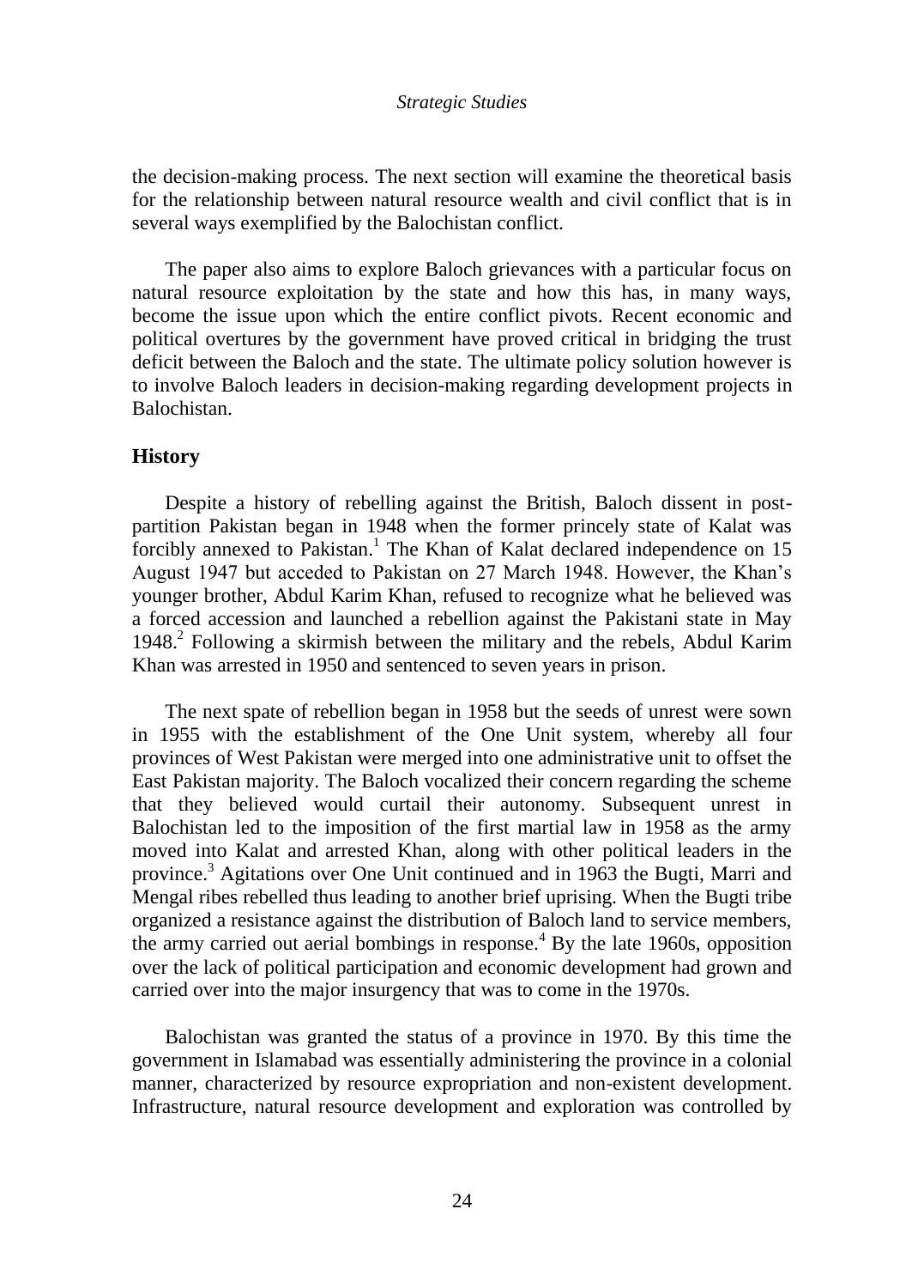the decision-making process. The next section will examine the theoretical basis for the relationship between natural resource wealth and civil conflict that is in several ways exemplified by the Balochistan conflict.

The paper also aims to explore Baloch grievances with a particular focus on natural resource exploitation by the state and how this has, in many ways, become the issue upon which the entire conflict pivots. Recent economic and political overtures by the government have proved critical in bridging the trust deficit between the Baloch and the state. The ultimate policy solution however is to involve Baloch leaders in decision-making regarding development projects in Balochistan.

## History

Despite a history of rebelling against the British, Baloch dissent in post-partition Pakistan began in 1948 when the former princely state of Kalat was forcibly annexed to Pakistan.[1] The Khan of Kalat declared independence on 15 August 1947 but acceded to Pakistan on 27 March 1948. However, the Khan's younger brother, Abdul Karim Khan, refused to recognize what he believed was a forced accession and launched a rebellion against the Pakistani state in May 1948.[2] Following a skirmish between the military and the rebels, Abdul Karim Khan was arrested in 1950 and sentenced to seven years in prison.

The next spate of rebellion began in 1958 but the seeds of unrest were sown in 1955 with the establishment of the One Unit system, whereby all four provinces of West Pakistan were merged into one administrative unit to offset the East Pakistan majority. The Baloch vocalized their concern regarding the scheme that they believed would curtail their autonomy. Subsequent unrest in Balochistan led to the imposition of the first martial law in 1958 as the army moved into Kalat and arrested Khan, along with other political leaders in the province.[3] Agitations over One Unit continued and in 1963 the Bugti, Marri and Mengal ribes rebelled thus leading to another brief uprising. When the Bugti tribe organized a resistance against the distribution of Baloch land to service members, the army carried out aerial bombings in response.[4] By the late 1960s, opposition over the lack of political participation and economic development had grown and carried over into the major insurgency that was to come in the 1970s.

Balochistan was granted the status of a province in 1970. By this time the government in Islamabad was essentially administering the province in a colonial manner, characterized by resource expropriation and non-existent development. Infrastructure, natural resource development and exploration was controlled by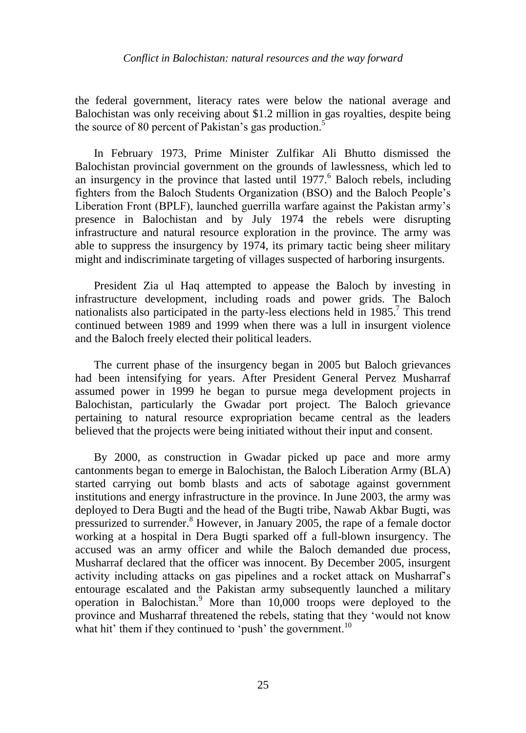the federal government, literacy rates were below the national average and Balochistan was only receiving about $1.2 million in gas royalties, despite being the source of 80 percent of Pakistan's gas production.[5]

In February 1973, Prime Minister Zulfikar Ali Bhutto dismissed the Balochistan provincial government on the grounds of lawlessness, which led to an insurgency in the province that lasted until 1977.[6] Baloch rebels, including fighters from the Baloch Students Organization (BSO) and the Baloch People's Liberation Front (BPLF), launched guerrilla warfare against the Pakistan army's presence in Balochistan and by July 1974 the rebels were disrupting infrastructure and natural resource exploration in the province. The army was able to suppress the insurgency by 1974, its primary tactic being sheer military might and indiscriminate targeting of villages suspected of harboring insurgents.

President Zia ul Haq attempted to appease the Baloch by investing in infrastructure development, including roads and power grids. The Baloch nationalists also participated in the party-less elections held in 1985.[7] This trend continued between 1989 and 1999 when there was a lull in insurgent violence and the Baloch freely elected their political leaders.

The current phase of the insurgency began in 2005 but Baloch grievances had been intensifying for years. After President General Pervez Musharraf assumed power in 1999 he began to pursue mega development projects in Balochistan, particularly the Gwadar port project. The Baloch grievance pertaining to natural resource expropriation became central as the leaders believed that the projects were being initiated without their input and consent.

By 2000, as construction in Gwadar picked up pace and more army cantonments began to emerge in Balochistan, the Baloch Liberation Army (BLA) started carrying out bomb blasts and acts of sabotage against government institutions and energy infrastructure in the province. In June 2003, the army was deployed to Dera Bugti and the head of the Bugti tribe, Nawab Akbar Bugti, was pressurized to surrender.[8] However, in January 2005, the rape of a female doctor working at a hospital in Dera Bugti sparked off a full-blown insurgency. The accused was an army officer and while the Baloch demanded due process, Musharraf declared that the officer was innocent. By December 2005, insurgent activity including attacks on gas pipelines and a rocket attack on Musharraf's entourage escalated and the Pakistan army subsequently launched a military operation in Balochistan.[9] More than 10,000 troops were deployed to the province and Musharraf threatened the rebels, stating that they 'would not know what hit' them if they continued to 'push' the government.[10]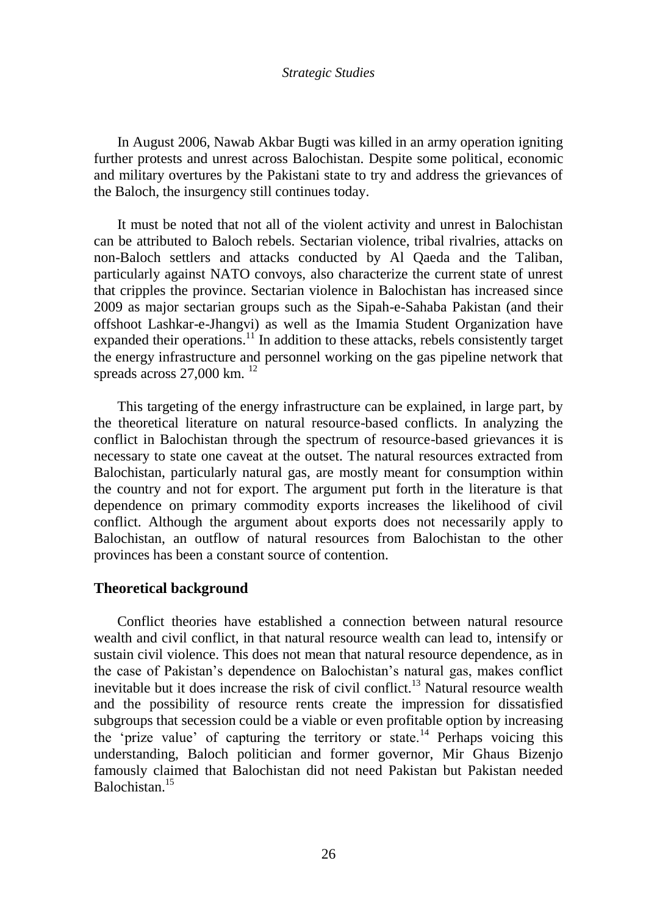In August 2006, Nawab Akbar Bugti was killed in an army operation igniting further protests and unrest across Balochistan. Despite some political, economic and military overtures by the Pakistani state to try and address the grievances of the Baloch, the insurgency still continues today.

It must be noted that not all of the violent activity and unrest in Balochistan can be attributed to Baloch rebels. Sectarian violence, tribal rivalries, attacks on non-Baloch settlers and attacks conducted by Al Qaeda and the Taliban, particularly against NATO convoys, also characterize the current state of unrest that cripples the province. Sectarian violence in Balochistan has increased since 2009 as major sectarian groups such as the Sipah-e-Sahaba Pakistan (and their offshoot Lashkar-e-Jhangvi) as well as the Imamia Student Organization have expanded their operations.[11] In addition to these attacks, rebels consistently target the energy infrastructure and personnel working on the gas pipeline network that spreads across 27,000 km. [12]

This targeting of the energy infrastructure can be explained, in large part, by the theoretical literature on natural resource-based conflicts. In analyzing the conflict in Balochistan through the spectrum of resource-based grievances it is necessary to state one caveat at the outset. The natural resources extracted from Balochistan, particularly natural gas, are mostly meant for consumption within the country and not for export. The argument put forth in the literature is that dependence on primary commodity exports increases the likelihood of civil conflict. Although the argument about exports does not necessarily apply to Balochistan, an outflow of natural resources from Balochistan to the other provinces has been a constant source of contention.

## Theoretical background

Conflict theories have established a connection between natural resource wealth and civil conflict, in that natural resource wealth can lead to, intensify or sustain civil violence. This does not mean that natural resource dependence, as in the case of Pakistan's dependence on Balochistan's natural gas, makes conflict inevitable but it does increase the risk of civil conflict.[13] Natural resource wealth and the possibility of resource rents create the impression for dissatisfied subgroups that secession could be a viable or even profitable option by increasing the 'prize value' of capturing the territory or state.[14] Perhaps voicing this understanding, Baloch politician and former governor, Mir Ghaus Bizenjo famously claimed that Balochistan did not need Pakistan but Pakistan needed Balochistan.[15]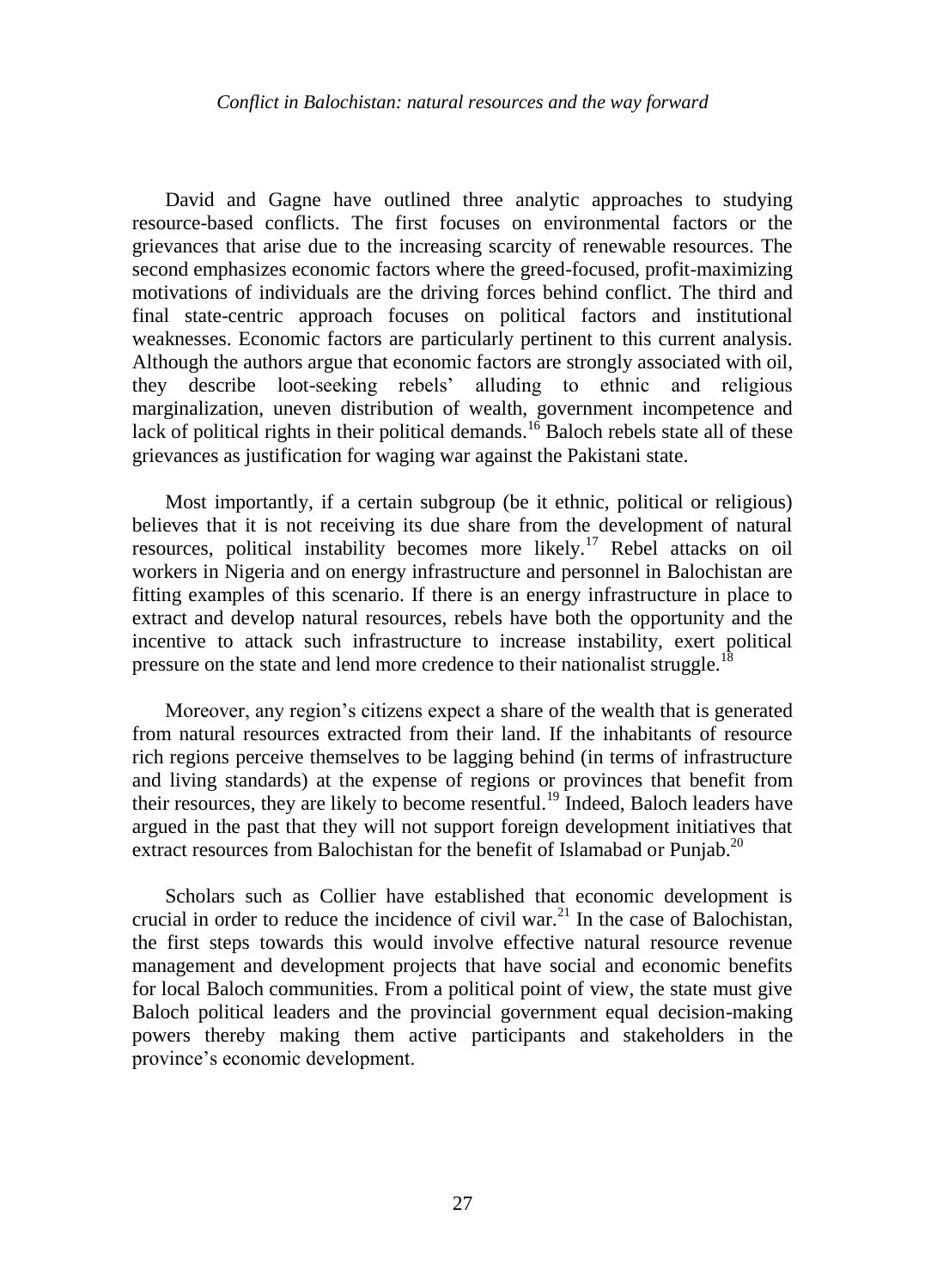David and Gagne have outlined three analytic approaches to studying resource-based conflicts. The first focuses on environmental factors or the grievances that arise due to the increasing scarcity of renewable resources. The second emphasizes economic factors where the greed-focused, profit-maximizing motivations of individuals are the driving forces behind conflict. The third and final state-centric approach focuses on political factors and institutional weaknesses. Economic factors are particularly pertinent to this current analysis. Although the authors argue that economic factors are strongly associated with oil, they describe loot-seeking rebels' alluding to ethnic and religious marginalization, uneven distribution of wealth, government incompetence and lack of political rights in their political demands.[16] Baloch rebels state all of these grievances as justification for waging war against the Pakistani state.

Most importantly, if a certain subgroup (be it ethnic, political or religious) believes that it is not receiving its due share from the development of natural resources, political instability becomes more likely.[17] Rebel attacks on oil workers in Nigeria and on energy infrastructure and personnel in Balochistan are fitting examples of this scenario. If there is an energy infrastructure in place to extract and develop natural resources, rebels have both the opportunity and the incentive to attack such infrastructure to increase instability, exert political pressure on the state and lend more credence to their nationalist struggle.[18]

Moreover, any region's citizens expect a share of the wealth that is generated from natural resources extracted from their land. If the inhabitants of resource rich regions perceive themselves to be lagging behind (in terms of infrastructure and living standards) at the expense of regions or provinces that benefit from their resources, they are likely to become resentful.[19] Indeed, Baloch leaders have argued in the past that they will not support foreign development initiatives that extract resources from Balochistan for the benefit of Islamabad or Punjab.[20]

Scholars such as Collier have established that economic development is crucial in order to reduce the incidence of civil war.[21] In the case of Balochistan, the first steps towards this would involve effective natural resource revenue management and development projects that have social and economic benefits for local Baloch communities. From a political point of view, the state must give Baloch political leaders and the provincial government equal decision-making powers thereby making them active participants and stakeholders in the province's economic development.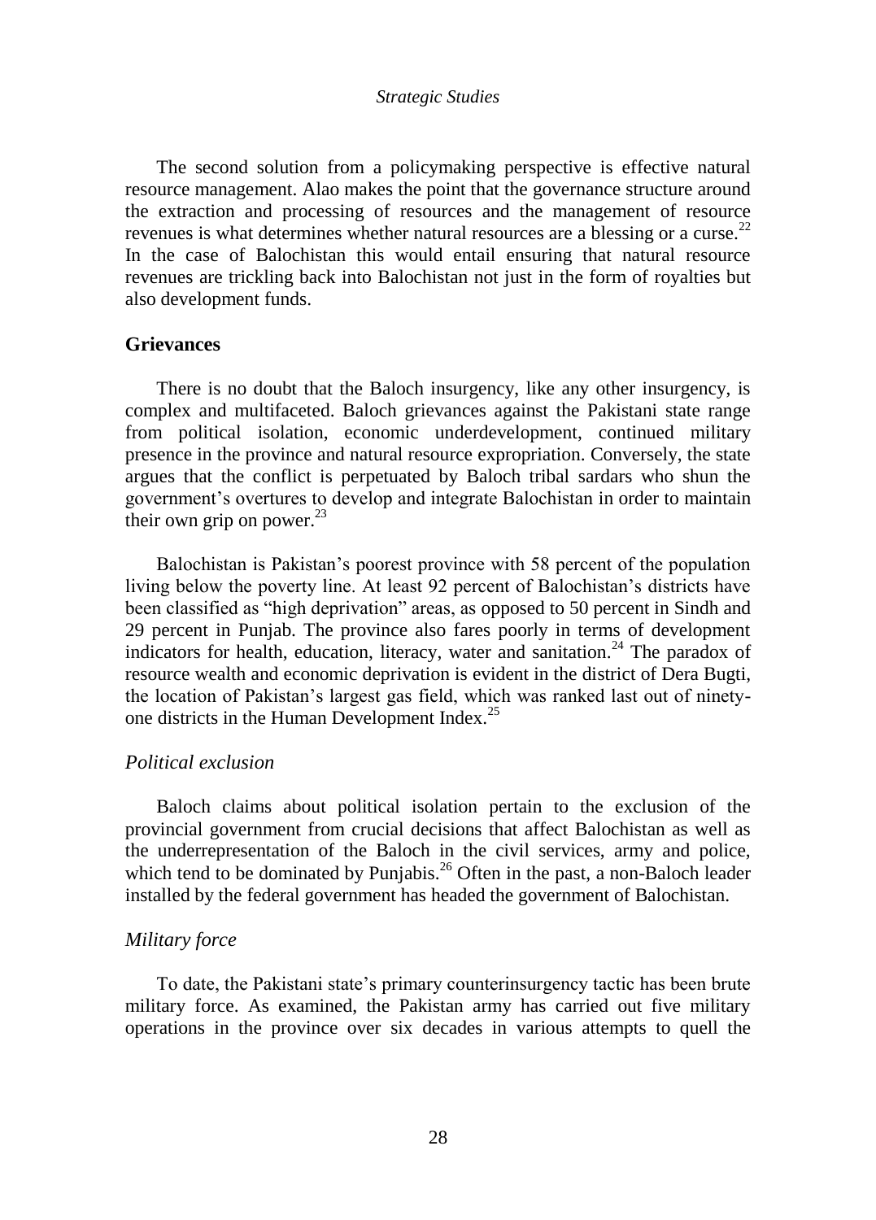The second solution from a policymaking perspective is effective natural resource management. Alao makes the point that the governance structure around the extraction and processing of resources and the management of resource revenues is what determines whether natural resources are a blessing or a curse.[22] In the case of Balochistan this would entail ensuring that natural resource revenues are trickling back into Balochistan not just in the form of royalties but also development funds.

## Grievances

There is no doubt that the Baloch insurgency, like any other insurgency, is complex and multifaceted. Baloch grievances against the Pakistani state range from political isolation, economic underdevelopment, continued military presence in the province and natural resource expropriation. Conversely, the state argues that the conflict is perpetuated by Baloch tribal sardars who shun the government's overtures to develop and integrate Balochistan in order to maintain their own grip on power.[23]

Balochistan is Pakistan's poorest province with 58 percent of the population living below the poverty line. At least 92 percent of Balochistan's districts have been classified as "high deprivation" areas, as opposed to 50 percent in Sindh and 29 percent in Punjab. The province also fares poorly in terms of development indicators for health, education, literacy, water and sanitation.[24] The paradox of resource wealth and economic deprivation is evident in the district of Dera Bugti, the location of Pakistan's largest gas field, which was ranked last out of ninety-one districts in the Human Development Index.[25]

### *Political exclusion*

Baloch claims about political isolation pertain to the exclusion of the provincial government from crucial decisions that affect Balochistan as well as the underrepresentation of the Baloch in the civil services, army and police, which tend to be dominated by Punjabis.[26] Often in the past, a non-Baloch leader installed by the federal government has headed the government of Balochistan.

### *Military force*

To date, the Pakistani state's primary counterinsurgency tactic has been brute military force. As examined, the Pakistan army has carried out five military operations in the province over six decades in various attempts to quell the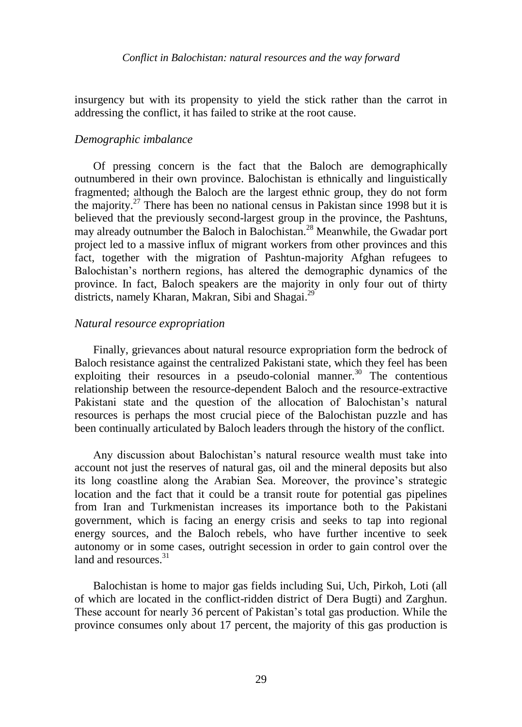insurgency but with its propensity to yield the stick rather than the carrot in addressing the conflict, it has failed to strike at the root cause.

### *Demographic imbalance*

Of pressing concern is the fact that the Baloch are demographically outnumbered in their own province. Balochistan is ethnically and linguistically fragmented; although the Baloch are the largest ethnic group, they do not form the majority.[27] There has been no national census in Pakistan since 1998 but it is believed that the previously second-largest group in the province, the Pashtuns, may already outnumber the Baloch in Balochistan.[28] Meanwhile, the Gwadar port project led to a massive influx of migrant workers from other provinces and this fact, together with the migration of Pashtun-majority Afghan refugees to Balochistan's northern regions, has altered the demographic dynamics of the province. In fact, Baloch speakers are the majority in only four out of thirty districts, namely Kharan, Makran, Sibi and Shagai.[29]

### *Natural resource expropriation*

Finally, grievances about natural resource expropriation form the bedrock of Baloch resistance against the centralized Pakistani state, which they feel has been exploiting their resources in a pseudo-colonial manner.[30] The contentious relationship between the resource-dependent Baloch and the resource-extractive Pakistani state and the question of the allocation of Balochistan's natural resources is perhaps the most crucial piece of the Balochistan puzzle and has been continually articulated by Baloch leaders through the history of the conflict.

Any discussion about Balochistan's natural resource wealth must take into account not just the reserves of natural gas, oil and the mineral deposits but also its long coastline along the Arabian Sea. Moreover, the province's strategic location and the fact that it could be a transit route for potential gas pipelines from Iran and Turkmenistan increases its importance both to the Pakistani government, which is facing an energy crisis and seeks to tap into regional energy sources, and the Baloch rebels, who have further incentive to seek autonomy or in some cases, outright secession in order to gain control over the land and resources.[31]

Balochistan is home to major gas fields including Sui, Uch, Pirkoh, Loti (all of which are located in the conflict-ridden district of Dera Bugti) and Zarghun. These account for nearly 36 percent of Pakistan's total gas production. While the province consumes only about 17 percent, the majority of this gas production is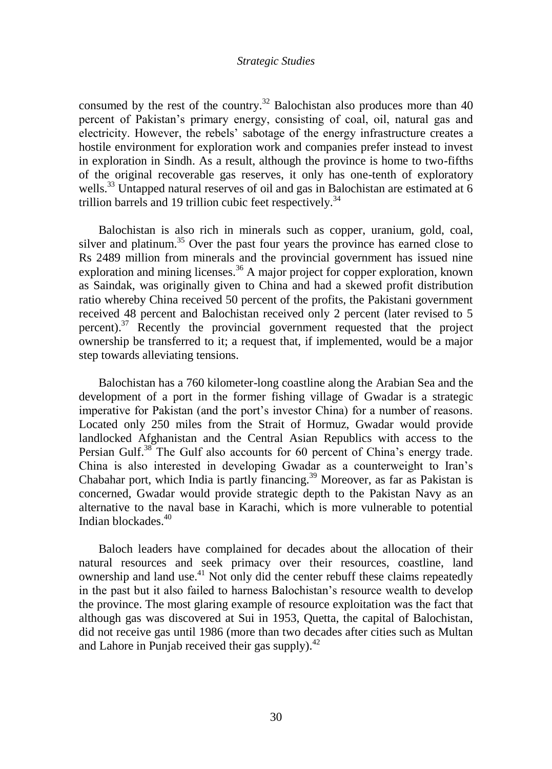consumed by the rest of the country.[32] Balochistan also produces more than 40 percent of Pakistan's primary energy, consisting of coal, oil, natural gas and electricity. However, the rebels' sabotage of the energy infrastructure creates a hostile environment for exploration work and companies prefer instead to invest in exploration in Sindh. As a result, although the province is home to two-fifths of the original recoverable gas reserves, it only has one-tenth of exploratory wells.[33] Untapped natural reserves of oil and gas in Balochistan are estimated at 6 trillion barrels and 19 trillion cubic feet respectively.[34]

Balochistan is also rich in minerals such as copper, uranium, gold, coal, silver and platinum.[35] Over the past four years the province has earned close to Rs 2489 million from minerals and the provincial government has issued nine exploration and mining licenses.[36] A major project for copper exploration, known as Saindak, was originally given to China and had a skewed profit distribution ratio whereby China received 50 percent of the profits, the Pakistani government received 48 percent and Balochistan received only 2 percent (later revised to 5 percent).[37] Recently the provincial government requested that the project ownership be transferred to it; a request that, if implemented, would be a major step towards alleviating tensions.

Balochistan has a 760 kilometer-long coastline along the Arabian Sea and the development of a port in the former fishing village of Gwadar is a strategic imperative for Pakistan (and the port's investor China) for a number of reasons. Located only 250 miles from the Strait of Hormuz, Gwadar would provide landlocked Afghanistan and the Central Asian Republics with access to the Persian Gulf.[38] The Gulf also accounts for 60 percent of China's energy trade. China is also interested in developing Gwadar as a counterweight to Iran's Chabahar port, which India is partly financing.[39] Moreover, as far as Pakistan is concerned, Gwadar would provide strategic depth to the Pakistan Navy as an alternative to the naval base in Karachi, which is more vulnerable to potential Indian blockades.[40]

Baloch leaders have complained for decades about the allocation of their natural resources and seek primacy over their resources, coastline, land ownership and land use.[41] Not only did the center rebuff these claims repeatedly in the past but it also failed to harness Balochistan's resource wealth to develop the province. The most glaring example of resource exploitation was the fact that although gas was discovered at Sui in 1953, Quetta, the capital of Balochistan, did not receive gas until 1986 (more than two decades after cities such as Multan and Lahore in Punjab received their gas supply).[42]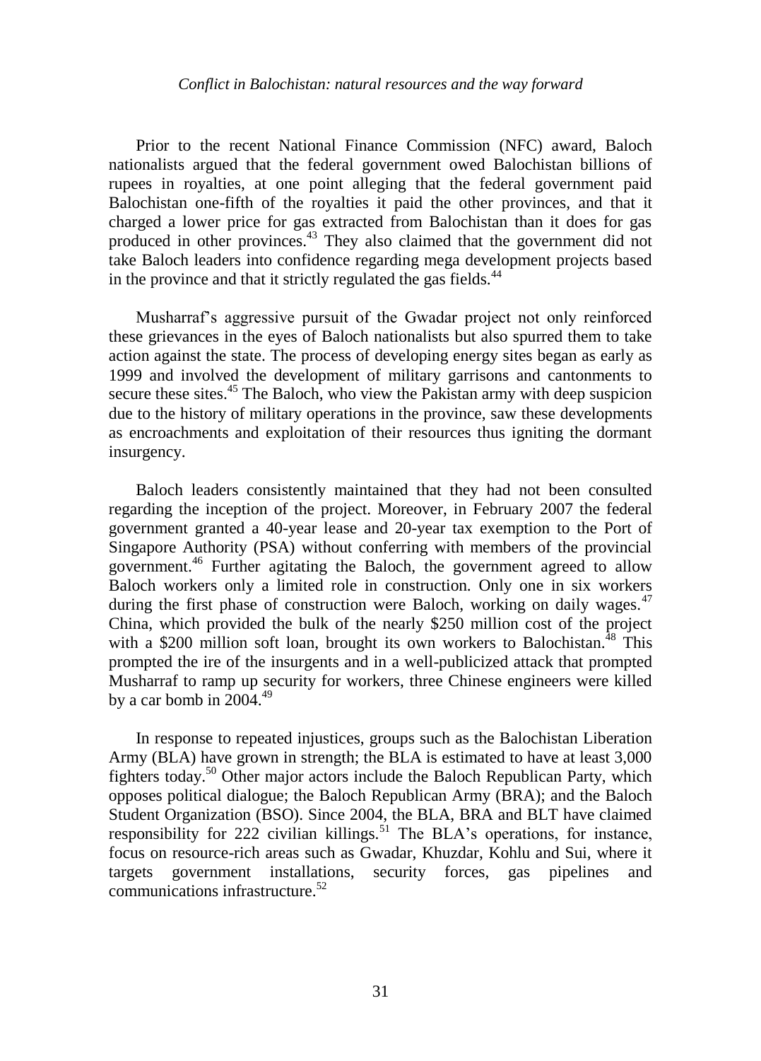Prior to the recent National Finance Commission (NFC) award, Baloch nationalists argued that the federal government owed Balochistan billions of rupees in royalties, at one point alleging that the federal government paid Balochistan one-fifth of the royalties it paid the other provinces, and that it charged a lower price for gas extracted from Balochistan than it does for gas produced in other provinces.[43] They also claimed that the government did not take Baloch leaders into confidence regarding mega development projects based in the province and that it strictly regulated the gas fields.[44]

Musharraf's aggressive pursuit of the Gwadar project not only reinforced these grievances in the eyes of Baloch nationalists but also spurred them to take action against the state. The process of developing energy sites began as early as 1999 and involved the development of military garrisons and cantonments to secure these sites.[45] The Baloch, who view the Pakistan army with deep suspicion due to the history of military operations in the province, saw these developments as encroachments and exploitation of their resources thus igniting the dormant insurgency.

Baloch leaders consistently maintained that they had not been consulted regarding the inception of the project. Moreover, in February 2007 the federal government granted a 40-year lease and 20-year tax exemption to the Port of Singapore Authority (PSA) without conferring with members of the provincial government.[46] Further agitating the Baloch, the government agreed to allow Baloch workers only a limited role in construction. Only one in six workers during the first phase of construction were Baloch, working on daily wages.[47] China, which provided the bulk of the nearly $250 million cost of the project with a $200 million soft loan, brought its own workers to Balochistan.[48] This prompted the ire of the insurgents and in a well-publicized attack that prompted Musharraf to ramp up security for workers, three Chinese engineers were killed by a car bomb in 2004.[49]

In response to repeated injustices, groups such as the Balochistan Liberation Army (BLA) have grown in strength; the BLA is estimated to have at least 3,000 fighters today.[50] Other major actors include the Baloch Republican Party, which opposes political dialogue; the Baloch Republican Army (BRA); and the Baloch Student Organization (BSO). Since 2004, the BLA, BRA and BLT have claimed responsibility for 222 civilian killings.[51] The BLA's operations, for instance, focus on resource-rich areas such as Gwadar, Khuzdar, Kohlu and Sui, where it targets government installations, security forces, gas pipelines and communications infrastructure.[52]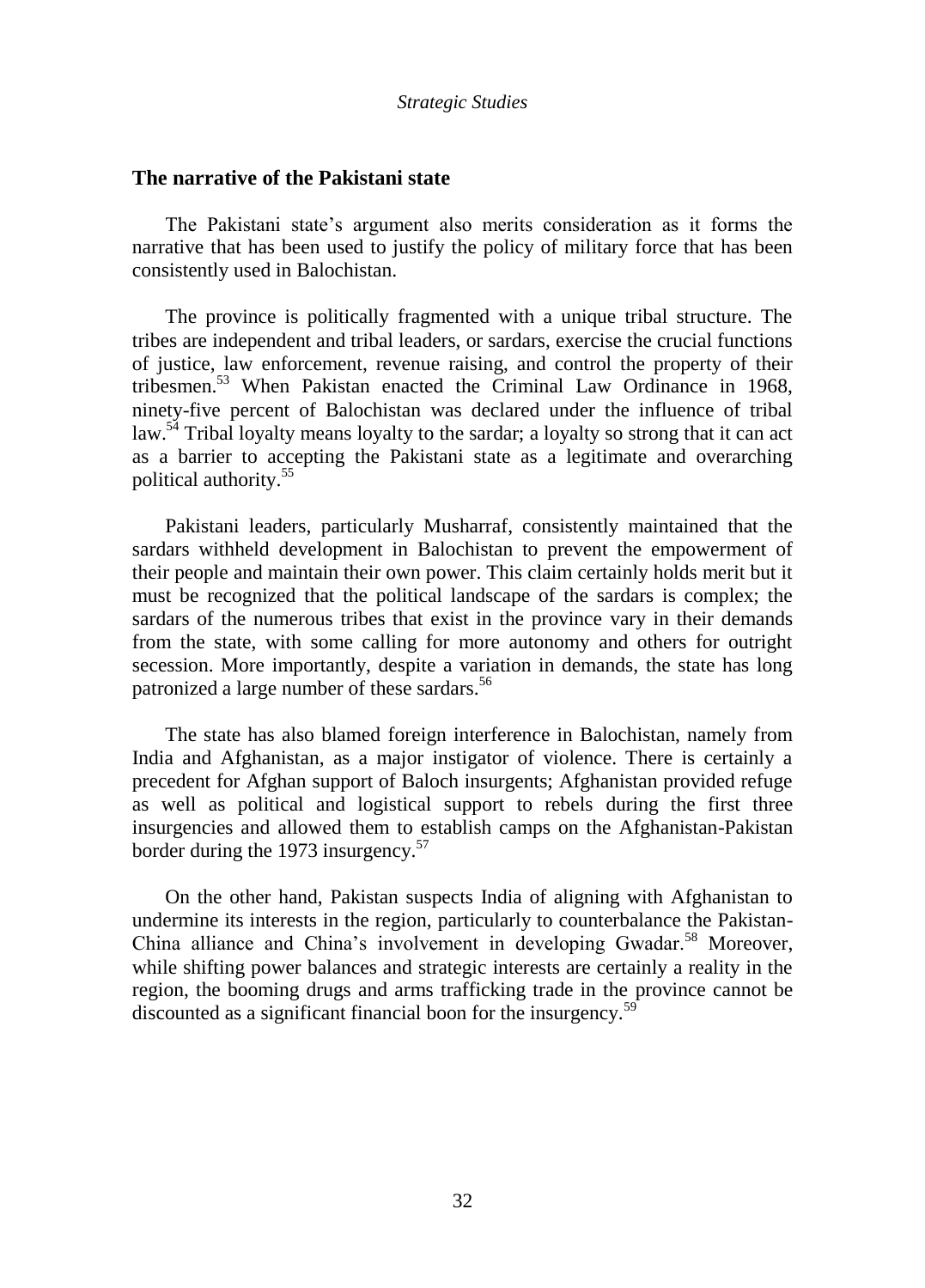## The narrative of the Pakistani state

The Pakistani state's argument also merits consideration as it forms the narrative that has been used to justify the policy of military force that has been consistently used in Balochistan.

The province is politically fragmented with a unique tribal structure. The tribes are independent and tribal leaders, or sardars, exercise the crucial functions of justice, law enforcement, revenue raising, and control the property of their tribesmen.[53] When Pakistan enacted the Criminal Law Ordinance in 1968, ninety-five percent of Balochistan was declared under the influence of tribal law.[54] Tribal loyalty means loyalty to the sardar; a loyalty so strong that it can act as a barrier to accepting the Pakistani state as a legitimate and overarching political authority.[55]

Pakistani leaders, particularly Musharraf, consistently maintained that the sardars withheld development in Balochistan to prevent the empowerment of their people and maintain their own power. This claim certainly holds merit but it must be recognized that the political landscape of the sardars is complex; the sardars of the numerous tribes that exist in the province vary in their demands from the state, with some calling for more autonomy and others for outright secession. More importantly, despite a variation in demands, the state has long patronized a large number of these sardars.[56]

The state has also blamed foreign interference in Balochistan, namely from India and Afghanistan, as a major instigator of violence. There is certainly a precedent for Afghan support of Baloch insurgents; Afghanistan provided refuge as well as political and logistical support to rebels during the first three insurgencies and allowed them to establish camps on the Afghanistan-Pakistan border during the 1973 insurgency.[57]

On the other hand, Pakistan suspects India of aligning with Afghanistan to undermine its interests in the region, particularly to counterbalance the Pakistan-China alliance and China's involvement in developing Gwadar.[58] Moreover, while shifting power balances and strategic interests are certainly a reality in the region, the booming drugs and arms trafficking trade in the province cannot be discounted as a significant financial boon for the insurgency.[59]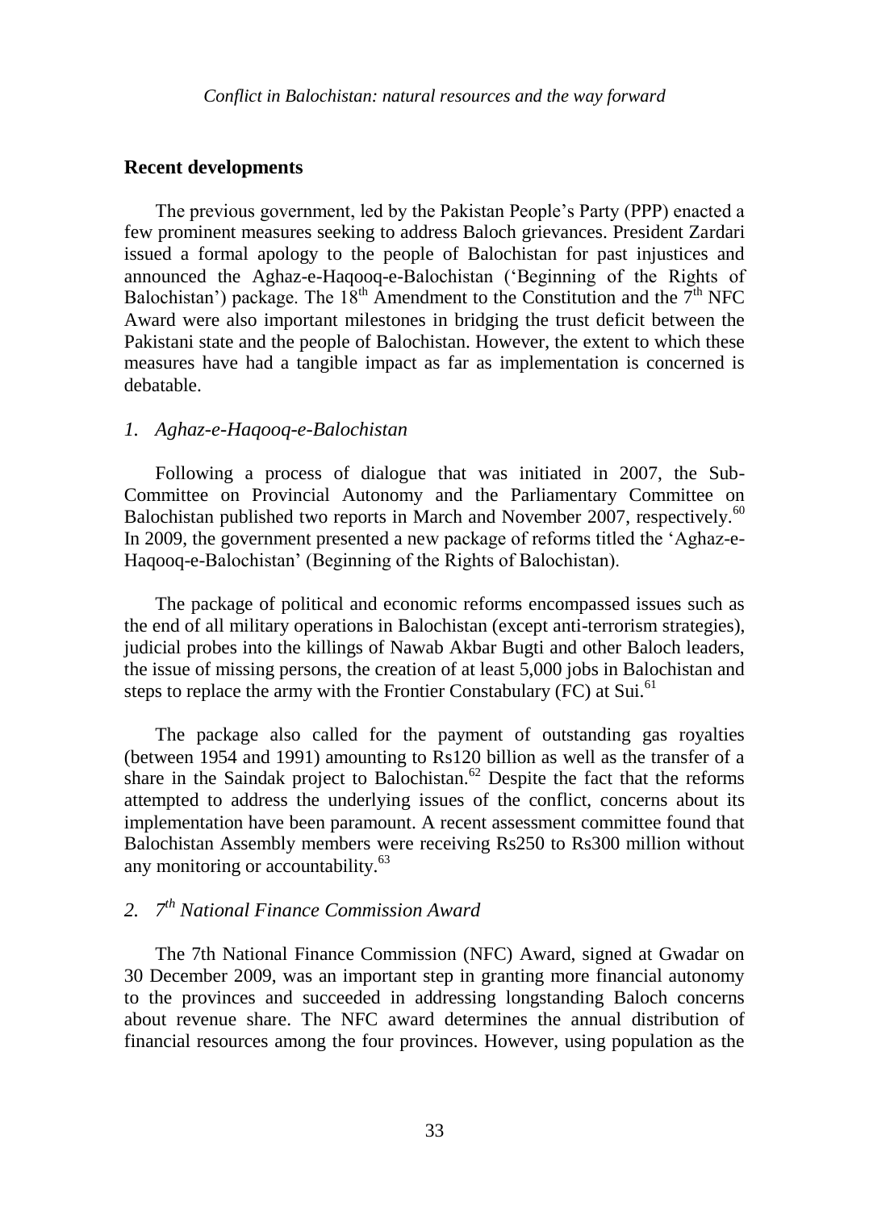## Recent developments

The previous government, led by the Pakistan People's Party (PPP) enacted a few prominent measures seeking to address Baloch grievances. President Zardari issued a formal apology to the people of Balochistan for past injustices and announced the Aghaz-e-Haqooq-e-Balochistan ('Beginning of the Rights of Balochistan') package. The 18th Amendment to the Constitution and the 7th NFC Award were also important milestones in bridging the trust deficit between the Pakistani state and the people of Balochistan. However, the extent to which these measures have had a tangible impact as far as implementation is concerned is debatable.

### *1. Aghaz-e-Haqooq-e-Balochistan*

Following a process of dialogue that was initiated in 2007, the Sub-Committee on Provincial Autonomy and the Parliamentary Committee on Balochistan published two reports in March and November 2007, respectively.[60] In 2009, the government presented a new package of reforms titled the 'Aghaz-e-Haqooq-e-Balochistan' (Beginning of the Rights of Balochistan).

The package of political and economic reforms encompassed issues such as the end of all military operations in Balochistan (except anti-terrorism strategies), judicial probes into the killings of Nawab Akbar Bugti and other Baloch leaders, the issue of missing persons, the creation of at least 5,000 jobs in Balochistan and steps to replace the army with the Frontier Constabulary (FC) at Sui.[61]

The package also called for the payment of outstanding gas royalties (between 1954 and 1991) amounting to Rs120 billion as well as the transfer of a share in the Saindak project to Balochistan.[62] Despite the fact that the reforms attempted to address the underlying issues of the conflict, concerns about its implementation have been paramount. A recent assessment committee found that Balochistan Assembly members were receiving Rs250 to Rs300 million without any monitoring or accountability.[63]

### *2. 7th National Finance Commission Award*

The 7th National Finance Commission (NFC) Award, signed at Gwadar on 30 December 2009, was an important step in granting more financial autonomy to the provinces and succeeded in addressing longstanding Baloch concerns about revenue share. The NFC award determines the annual distribution of financial resources among the four provinces. However, using population as the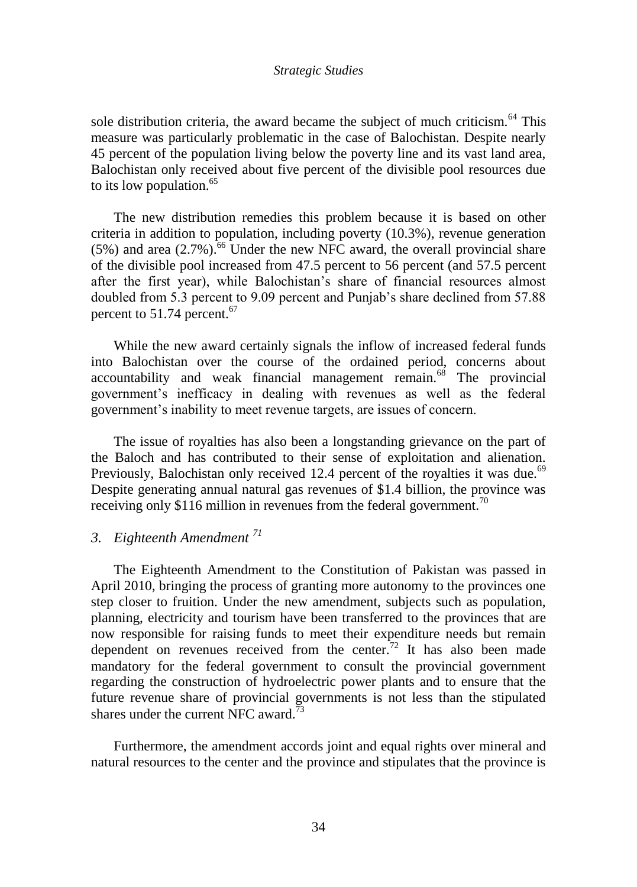sole distribution criteria, the award became the subject of much criticism.[64] This measure was particularly problematic in the case of Balochistan. Despite nearly 45 percent of the population living below the poverty line and its vast land area, Balochistan only received about five percent of the divisible pool resources due to its low population.[65]

The new distribution remedies this problem because it is based on other criteria in addition to population, including poverty (10.3%), revenue generation (5%) and area (2.7%).[66] Under the new NFC award, the overall provincial share of the divisible pool increased from 47.5 percent to 56 percent (and 57.5 percent after the first year), while Balochistan's share of financial resources almost doubled from 5.3 percent to 9.09 percent and Punjab's share declined from 57.88 percent to 51.74 percent.[67]

While the new award certainly signals the inflow of increased federal funds into Balochistan over the course of the ordained period, concerns about accountability and weak financial management remain.[68] The provincial government's inefficacy in dealing with revenues as well as the federal government's inability to meet revenue targets, are issues of concern.

The issue of royalties has also been a longstanding grievance on the part of the Baloch and has contributed to their sense of exploitation and alienation. Previously, Balochistan only received 12.4 percent of the royalties it was due.[69] Despite generating annual natural gas revenues of $1.4 billion, the province was receiving only $116 million in revenues from the federal government.[70]

### *3. Eighteenth Amendment [71]*

The Eighteenth Amendment to the Constitution of Pakistan was passed in April 2010, bringing the process of granting more autonomy to the provinces one step closer to fruition. Under the new amendment, subjects such as population, planning, electricity and tourism have been transferred to the provinces that are now responsible for raising funds to meet their expenditure needs but remain dependent on revenues received from the center.[72] It has also been made mandatory for the federal government to consult the provincial government regarding the construction of hydroelectric power plants and to ensure that the future revenue share of provincial governments is not less than the stipulated shares under the current NFC award.[73]

Furthermore, the amendment accords joint and equal rights over mineral and natural resources to the center and the province and stipulates that the province is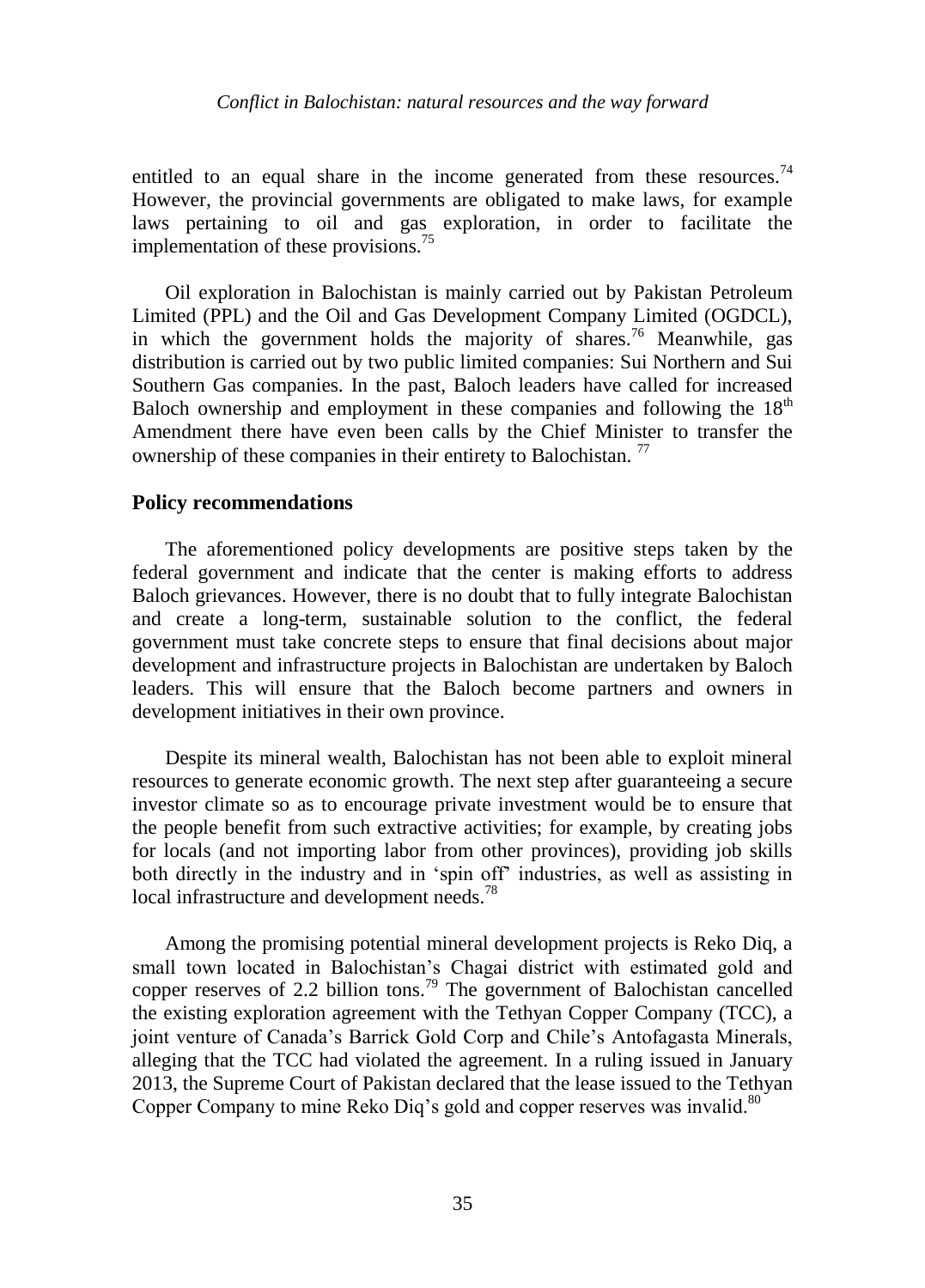entitled to an equal share in the income generated from these resources.[74] However, the provincial governments are obligated to make laws, for example laws pertaining to oil and gas exploration, in order to facilitate the implementation of these provisions.[75]

Oil exploration in Balochistan is mainly carried out by Pakistan Petroleum Limited (PPL) and the Oil and Gas Development Company Limited (OGDCL), in which the government holds the majority of shares.[76] Meanwhile, gas distribution is carried out by two public limited companies: Sui Northern and Sui Southern Gas companies. In the past, Baloch leaders have called for increased Baloch ownership and employment in these companies and following the 18th Amendment there have even been calls by the Chief Minister to transfer the ownership of these companies in their entirety to Balochistan.[77]

## Policy recommendations

The aforementioned policy developments are positive steps taken by the federal government and indicate that the center is making efforts to address Baloch grievances. However, there is no doubt that to fully integrate Balochistan and create a long-term, sustainable solution to the conflict, the federal government must take concrete steps to ensure that final decisions about major development and infrastructure projects in Balochistan are undertaken by Baloch leaders. This will ensure that the Baloch become partners and owners in development initiatives in their own province.

Despite its mineral wealth, Balochistan has not been able to exploit mineral resources to generate economic growth. The next step after guaranteeing a secure investor climate so as to encourage private investment would be to ensure that the people benefit from such extractive activities; for example, by creating jobs for locals (and not importing labor from other provinces), providing job skills both directly in the industry and in 'spin off' industries, as well as assisting in local infrastructure and development needs.[78]

Among the promising potential mineral development projects is Reko Diq, a small town located in Balochistan's Chagai district with estimated gold and copper reserves of 2.2 billion tons.[79] The government of Balochistan cancelled the existing exploration agreement with the Tethyan Copper Company (TCC), a joint venture of Canada's Barrick Gold Corp and Chile's Antofagasta Minerals, alleging that the TCC had violated the agreement. In a ruling issued in January 2013, the Supreme Court of Pakistan declared that the lease issued to the Tethyan Copper Company to mine Reko Diq's gold and copper reserves was invalid.[80]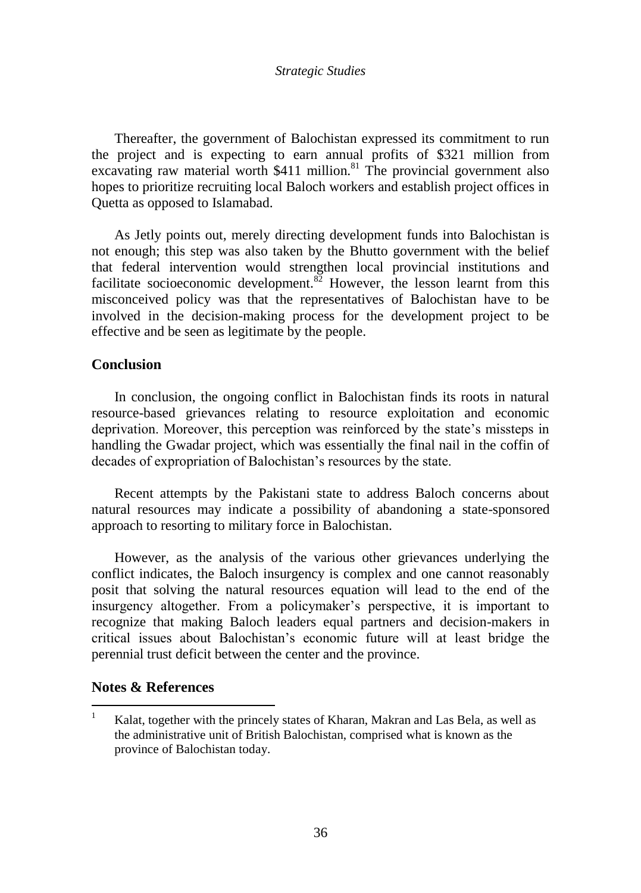Thereafter, the government of Balochistan expressed its commitment to run the project and is expecting to earn annual profits of \$321 million from excavating raw material worth \$411 million.[81] The provincial government also hopes to prioritize recruiting local Baloch workers and establish project offices in Quetta as opposed to Islamabad.

As Jetly points out, merely directing development funds into Balochistan is not enough; this step was also taken by the Bhutto government with the belief that federal intervention would strengthen local provincial institutions and facilitate socioeconomic development.[82] However, the lesson learnt from this misconceived policy was that the representatives of Balochistan have to be involved in the decision-making process for the development project to be effective and be seen as legitimate by the people.

## Conclusion

In conclusion, the ongoing conflict in Balochistan finds its roots in natural resource-based grievances relating to resource exploitation and economic deprivation. Moreover, this perception was reinforced by the state's missteps in handling the Gwadar project, which was essentially the final nail in the coffin of decades of expropriation of Balochistan's resources by the state.

Recent attempts by the Pakistani state to address Baloch concerns about natural resources may indicate a possibility of abandoning a state-sponsored approach to resorting to military force in Balochistan.

However, as the analysis of the various other grievances underlying the conflict indicates, the Baloch insurgency is complex and one cannot reasonably posit that solving the natural resources equation will lead to the end of the insurgency altogether. From a policymaker's perspective, it is important to recognize that making Baloch leaders equal partners and decision-makers in critical issues about Balochistan's economic future will at least bridge the perennial trust deficit between the center and the province.

## Notes & References

1. Kalat, together with the princely states of Kharan, Makran and Las Bela, as well as the administrative unit of British Balochistan, comprised what is known as the province of Balochistan today.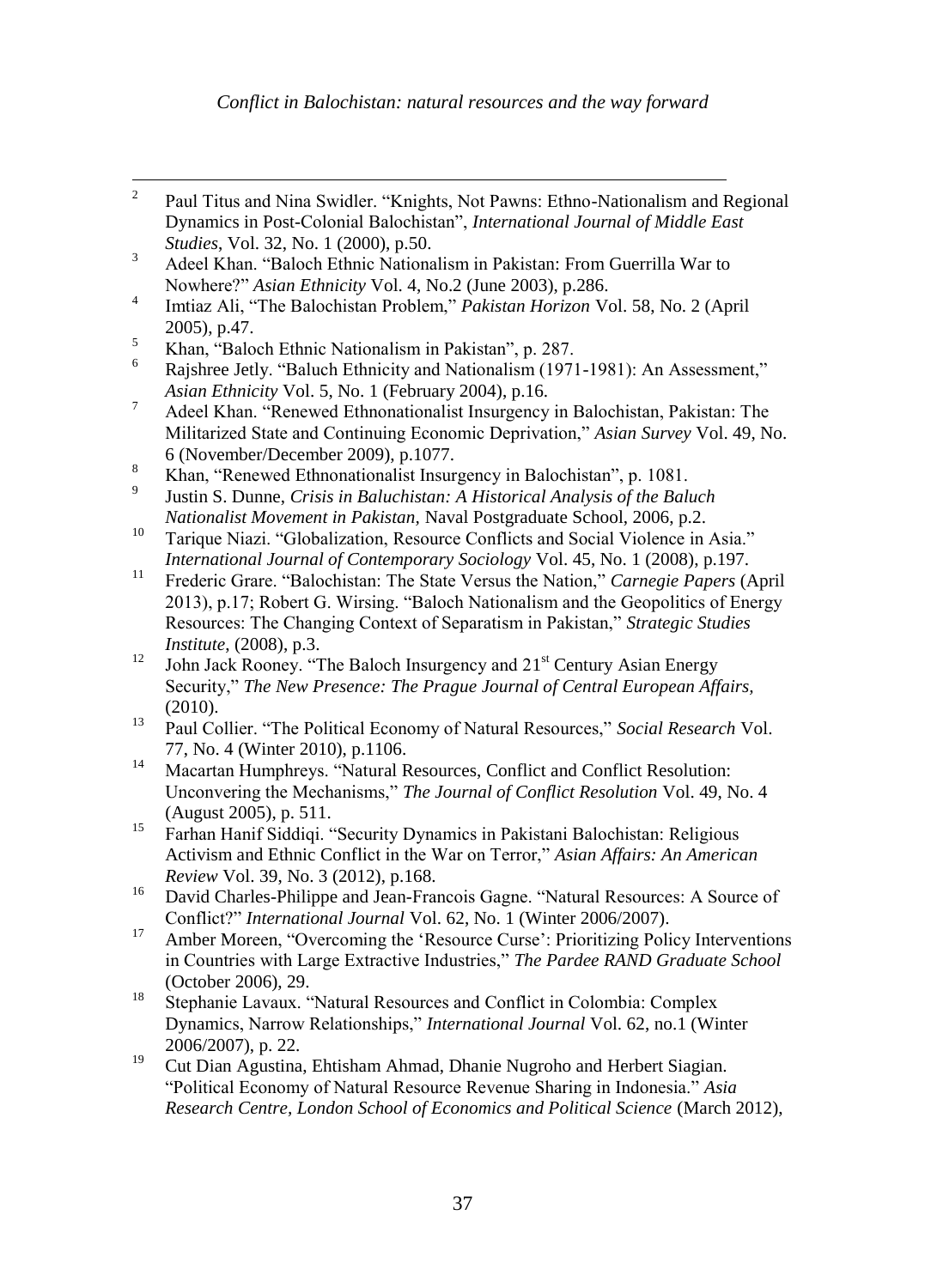[2] Paul Titus and Nina Swidler. "Knights, Not Pawns: Ethno-Nationalism and Regional Dynamics in Post-Colonial Balochistan", *International Journal of Middle East Studies*, Vol. 32, No. 1 (2000), p.50.

[3] Adeel Khan. "Baloch Ethnic Nationalism in Pakistan: From Guerrilla War to Nowhere?" *Asian Ethnicity* Vol. 4, No.2 (June 2003), p.286.

[4] Imtiaz Ali, "The Balochistan Problem," *Pakistan Horizon* Vol. 58, No. 2 (April 2005), p.47.

[5] Khan, "Baloch Ethnic Nationalism in Pakistan", p. 287.

[6] Rajshree Jetly. "Baluch Ethnicity and Nationalism (1971-1981): An Assessment," *Asian Ethnicity* Vol. 5, No. 1 (February 2004), p.16.

[7] Adeel Khan. "Renewed Ethnonationalist Insurgency in Balochistan, Pakistan: The Militarized State and Continuing Economic Deprivation," *Asian Survey* Vol. 49, No. 6 (November/December 2009), p.1077.

[8] Khan, "Renewed Ethnonationalist Insurgency in Balochistan", p. 1081.

[9] Justin S. Dunne, *Crisis in Baluchistan: A Historical Analysis of the Baluch Nationalist Movement in Pakistan*, Naval Postgraduate School, 2006, p.2.

[10] Tarique Niazi. "Globalization, Resource Conflicts and Social Violence in Asia." *International Journal of Contemporary Sociology* Vol. 45, No. 1 (2008), p.197.

[11] Frederic Grare. "Balochistan: The State Versus the Nation," *Carnegie Papers* (April 2013), p.17; Robert G. Wirsing. "Baloch Nationalism and the Geopolitics of Energy Resources: The Changing Context of Separatism in Pakistan," *Strategic Studies Institute*, (2008), p.3.

[12] John Jack Rooney. "The Baloch Insurgency and 21st Century Asian Energy Security," *The New Presence: The Prague Journal of Central European Affairs*, (2010).

[13] Paul Collier. "The Political Economy of Natural Resources," *Social Research* Vol. 77, No. 4 (Winter 2010), p.1106.

[14] Macartan Humphreys. "Natural Resources, Conflict and Conflict Resolution: Unconvering the Mechanisms," *The Journal of Conflict Resolution* Vol. 49, No. 4 (August 2005), p. 511.

[15] Farhan Hanif Siddiqi. "Security Dynamics in Pakistani Balochistan: Religious Activism and Ethnic Conflict in the War on Terror," *Asian Affairs: An American Review* Vol. 39, No. 3 (2012), p.168.

[16] David Charles-Philippe and Jean-Francois Gagne. "Natural Resources: A Source of Conflict?" *International Journal* Vol. 62, No. 1 (Winter 2006/2007).

[17] Amber Moreen, "Overcoming the 'Resource Curse': Prioritizing Policy Interventions in Countries with Large Extractive Industries," *The Pardee RAND Graduate School* (October 2006), 29.

[18] Stephanie Lavaux. "Natural Resources and Conflict in Colombia: Complex Dynamics, Narrow Relationships," *International Journal* Vol. 62, no.1 (Winter 2006/2007), p. 22.

[19] Cut Dian Agustina, Ehtisham Ahmad, Dhanie Nugroho and Herbert Siagian. "Political Economy of Natural Resource Revenue Sharing in Indonesia." *Asia Research Centre, London School of Economics and Political Science* (March 2012),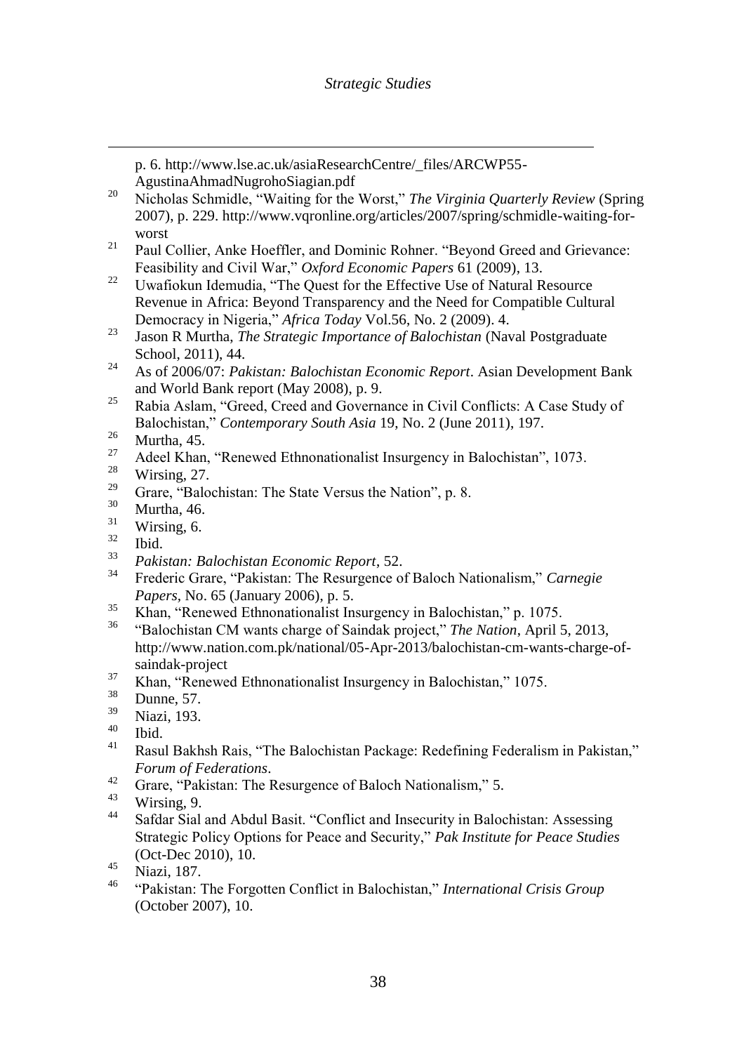p. 6. http://www.lse.ac.uk/asiaResearchCentre/_files/ARCWP55-AgustinaAhmadNugrohoSiagian.pdf

[20] Nicholas Schmidle, "Waiting for the Worst," *The Virginia Quarterly Review* (Spring 2007), p. 229. http://www.vqronline.org/articles/2007/spring/schmidle-waiting-for-worst

[21] Paul Collier, Anke Hoeffler, and Dominic Rohner. "Beyond Greed and Grievance: Feasibility and Civil War," *Oxford Economic Papers* 61 (2009), 13.

[22] Uwafiokun Idemudia, "The Quest for the Effective Use of Natural Resource Revenue in Africa: Beyond Transparency and the Need for Compatible Cultural Democracy in Nigeria," *Africa Today* Vol.56, No. 2 (2009). 4.

[23] Jason R Murtha, *The Strategic Importance of Balochistan* (Naval Postgraduate School, 2011), 44.

[24] As of 2006/07: *Pakistan: Balochistan Economic Report*. Asian Development Bank and World Bank report (May 2008), p. 9.

[25] Rabia Aslam, "Greed, Creed and Governance in Civil Conflicts: A Case Study of Balochistan," *Contemporary South Asia* 19, No. 2 (June 2011), 197.

[26] Murtha, 45.

[27] Adeel Khan, "Renewed Ethnonationalist Insurgency in Balochistan", 1073.

[28] Wirsing, 27.

[29] Grare, "Balochistan: The State Versus the Nation", p. 8.

[30] Murtha, 46.

[31] Wirsing, 6.

[32] Ibid.

[33] *Pakistan: Balochistan Economic Report*, 52.

[34] Frederic Grare, "Pakistan: The Resurgence of Baloch Nationalism," *Carnegie Papers*, No. 65 (January 2006), p. 5.

[35] Khan, "Renewed Ethnonationalist Insurgency in Balochistan," p. 1075.

[36] "Balochistan CM wants charge of Saindak project," *The Nation*, April 5, 2013, http://www.nation.com.pk/national/05-Apr-2013/balochistan-cm-wants-charge-of-saindak-project

[37] Khan, "Renewed Ethnonationalist Insurgency in Balochistan," 1075.

[38] Dunne, 57.

[39] Niazi, 193.

[40] Ibid.

[41] Rasul Bakhsh Rais, "The Balochistan Package: Redefining Federalism in Pakistan," *Forum of Federations*.

[42] Grare, "Pakistan: The Resurgence of Baloch Nationalism," 5.

[43] Wirsing, 9.

[44] Safdar Sial and Abdul Basit. "Conflict and Insecurity in Balochistan: Assessing Strategic Policy Options for Peace and Security," *Pak Institute for Peace Studies* (Oct-Dec 2010), 10.

[45] Niazi, 187.

[46] "Pakistan: The Forgotten Conflict in Balochistan," *International Crisis Group* (October 2007), 10.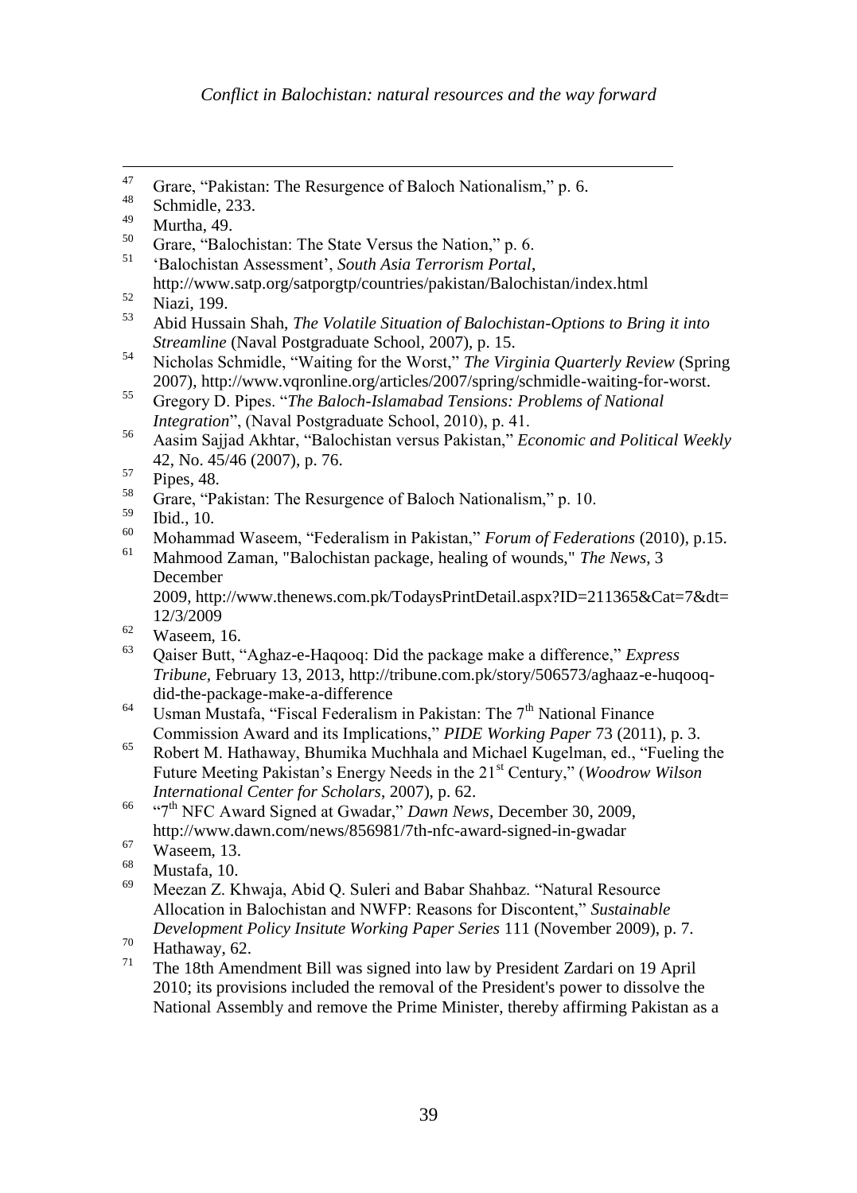[47] Grare, "Pakistan: The Resurgence of Baloch Nationalism," p. 6.

[48] Schmidle, 233.

[49] Murtha, 49.

[50] Grare, "Balochistan: The State Versus the Nation," p. 6.

[51] 'Balochistan Assessment', *South Asia Terrorism Portal*, http://www.satp.org/satporgtp/countries/pakistan/Balochistan/index.html

[52] Niazi, 199.

[53] Abid Hussain Shah, *The Volatile Situation of Balochistan-Options to Bring it into Streamline* (Naval Postgraduate School, 2007), p. 15.

[54] Nicholas Schmidle, "Waiting for the Worst," *The Virginia Quarterly Review* (Spring 2007), http://www.vqronline.org/articles/2007/spring/schmidle-waiting-for-worst.

[55] Gregory D. Pipes. "*The Baloch-Islamabad Tensions: Problems of National Integration*", (Naval Postgraduate School, 2010), p. 41.

[56] Aasim Sajjad Akhtar, "Balochistan versus Pakistan," *Economic and Political Weekly* 42, No. 45/46 (2007), p. 76.

[57] Pipes, 48.

[58] Grare, "Pakistan: The Resurgence of Baloch Nationalism," p. 10.

[59] Ibid., 10.

[60] Mohammad Waseem, "Federalism in Pakistan," *Forum of Federations* (2010), p.15.

[61] Mahmood Zaman, "Balochistan package, healing of wounds," *The News*, 3 December 2009, http://www.thenews.com.pk/TodaysPrintDetail.aspx?ID=211365&Cat=7&dt=12/3/2009

[62] Waseem, 16.

[63] Qaiser Butt, "Aghaz-e-Haqooq: Did the package make a difference," *Express Tribune*, February 13, 2013, http://tribune.com.pk/story/506573/aghaaz-e-huqooq-did-the-package-make-a-difference

[64] Usman Mustafa, "Fiscal Federalism in Pakistan: The 7th National Finance Commission Award and its Implications," *PIDE Working Paper* 73 (2011), p. 3.

[65] Robert M. Hathaway, Bhumika Muchhala and Michael Kugelman, ed., "Fueling the Future Meeting Pakistan's Energy Needs in the 21st Century," (*Woodrow Wilson International Center for Scholars*, 2007), p. 62.

[66] "7th NFC Award Signed at Gwadar," *Dawn News*, December 30, 2009, http://www.dawn.com/news/856981/7th-nfc-award-signed-in-gwadar

[67] Waseem, 13.

[68] Mustafa, 10.

[69] Meezan Z. Khwaja, Abid Q. Suleri and Babar Shahbaz. "Natural Resource Allocation in Balochistan and NWFP: Reasons for Discontent," *Sustainable Development Policy Insitute Working Paper Series* 111 (November 2009), p. 7.

[70] Hathaway, 62.

[71] The 18th Amendment Bill was signed into law by President Zardari on 19 April 2010; its provisions included the removal of the President's power to dissolve the National Assembly and remove the Prime Minister, thereby affirming Pakistan as a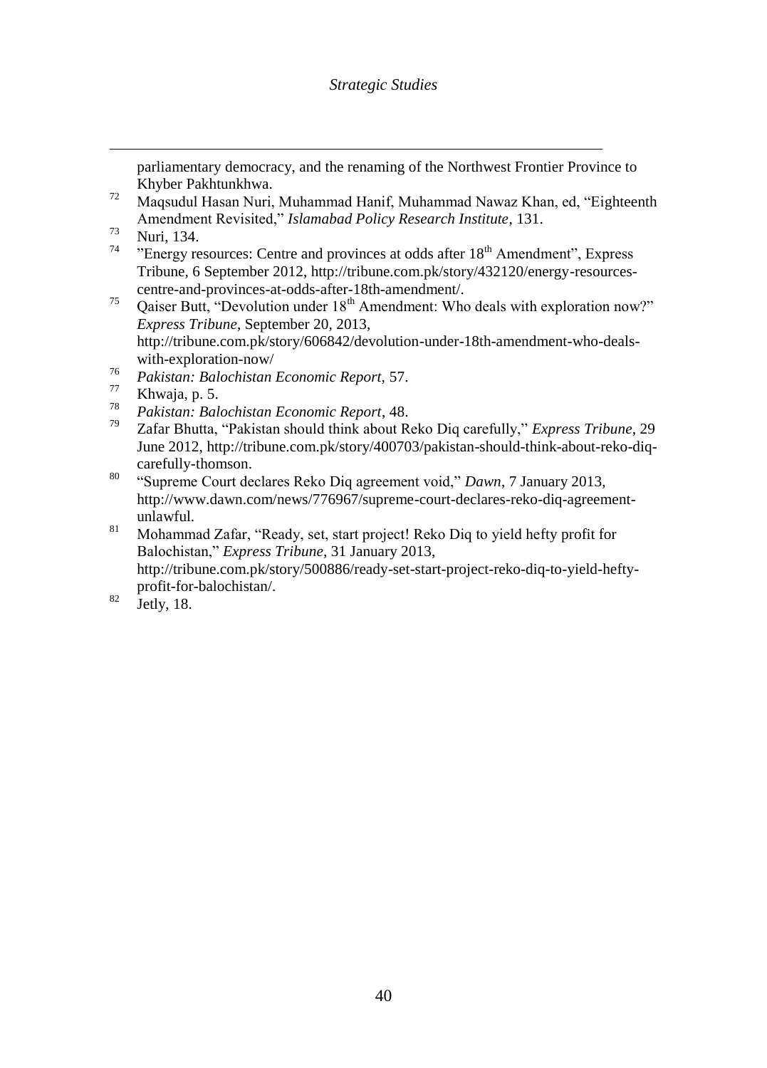parliamentary democracy, and the renaming of the Northwest Frontier Province to Khyber Pakhtunkhwa.

[72] Maqsudul Hasan Nuri, Muhammad Hanif, Muhammad Nawaz Khan, ed, "Eighteenth Amendment Revisited," *Islamabad Policy Research Institute*, 131.

[73] Nuri, 134.

[74] "Energy resources: Centre and provinces at odds after 18th Amendment", Express Tribune, 6 September 2012, http://tribune.com.pk/story/432120/energy-resources-centre-and-provinces-at-odds-after-18th-amendment/.

[75] Qaiser Butt, "Devolution under 18th Amendment: Who deals with exploration now?" *Express Tribune*, September 20, 2013, http://tribune.com.pk/story/606842/devolution-under-18th-amendment-who-deals-with-exploration-now/

[76] *Pakistan: Balochistan Economic Report*, 57.

[77] Khwaja, p. 5.

[78] *Pakistan: Balochistan Economic Report*, 48.

[79] Zafar Bhutta, "Pakistan should think about Reko Diq carefully," *Express Tribune*, 29 June 2012, http://tribune.com.pk/story/400703/pakistan-should-think-about-reko-diq-carefully-thomson.

[80] "Supreme Court declares Reko Diq agreement void," *Dawn*, 7 January 2013, http://www.dawn.com/news/776967/supreme-court-declares-reko-diq-agreement-unlawful.

[81] Mohammad Zafar, "Ready, set, start project! Reko Diq to yield hefty profit for Balochistan," *Express Tribune*, 31 January 2013, http://tribune.com.pk/story/500886/ready-set-start-project-reko-diq-to-yield-hefty-profit-for-balochistan/.

[82] Jetly, 18.